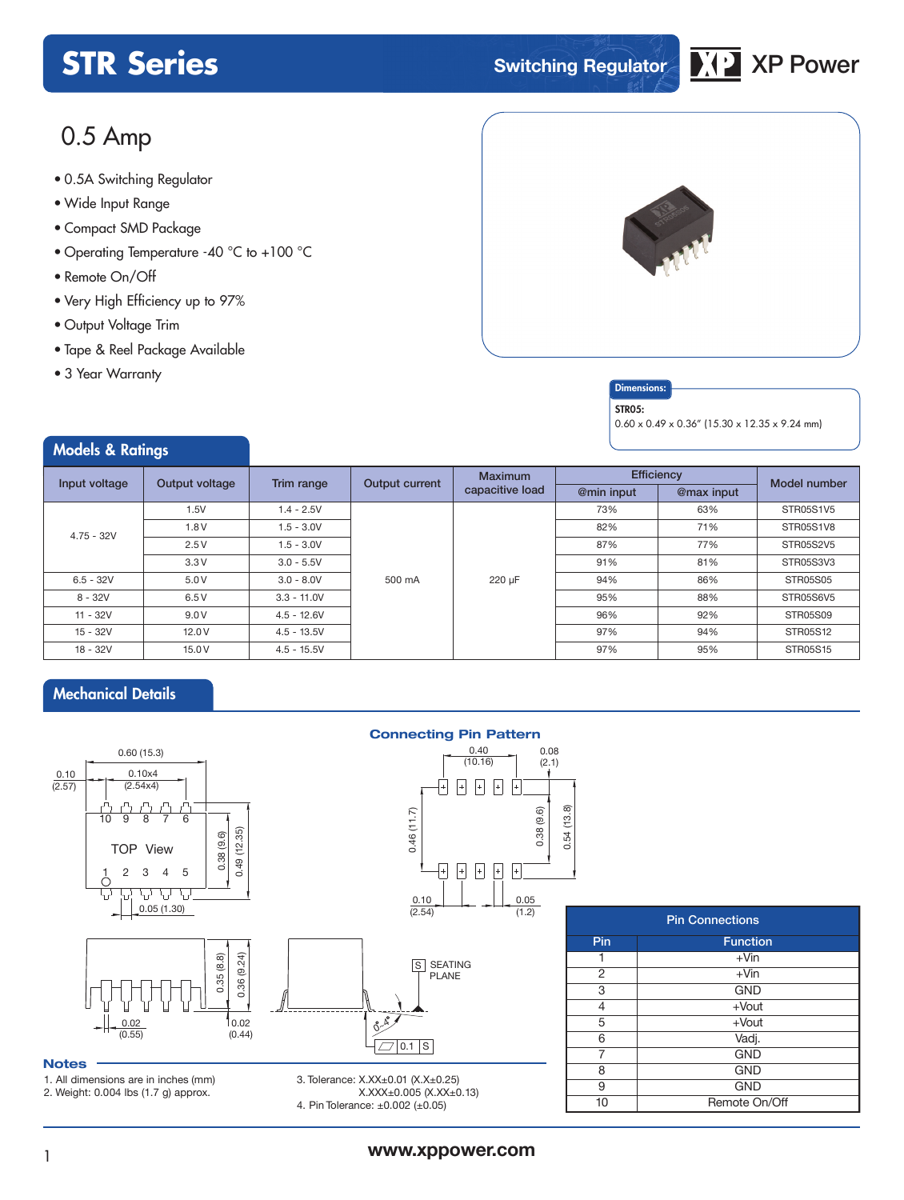# STR Series

Switching Regulator

XP Power

## 0.5 Amp

- 0.5A Switching Regulator
- Wide Input Range
- Compact SMD Package
- Operating Temperature -40 °C to +100 °C
- Remote On/Off
- Very High Efficiency up to 97%
- Output Voltage Trim
- Tape & Reel Package Available
- 3 Year Warranty

**Dimensions:**

**STR05:**
0.60 x 0.49 x 0.36" (15.30 x 12.35 x 9.24 mm)

## Models & Ratings

| Input voltage | Output voltage | Trim range | Output current | Maximum capacitive load | Efficiency | | Model number |
|---|---|---|---|---|---|---|---|
| | | | | | @min input | @max input | |
| 4.75 - 32V | 1.5V | 1.4 - 2.5V | 500 mA | 220 µF | 73% | 63% | STR05S1V5 |
| | 1.8V | 1.5 - 3.0V | | | 82% | 71% | STR05S1V8 |
| | 2.5V | 1.5 - 3.0V | | | 87% | 77% | STR05S2V5 |
| | 3.3V | 3.0 - 5.5V | | | 91% | 81% | STR05S3V3 |
| 6.5 - 32V | 5.0V | 3.0 - 8.0V | | | 94% | 86% | STR05S05 |
| 8 - 32V | 6.5V | 3.3 - 11.0V | | | 95% | 88% | STR05S6V5 |
| 11 - 32V | 9.0V | 4.5 - 12.6V | | | 96% | 92% | STR05S09 |
| 15 - 32V | 12.0V | 4.5 - 13.5V | | | 97% | 94% | STR05S12 |
| 18 - 32V | 15.0V | 4.5 - 15.5V | | | 97% | 95% | STR05S15 |

## Mechanical Details

0.60 (15.3)
0.10 (2.57)
0.10x4 (2.54x4)
10 9 8 7 6
TOP View
1 2 3 4 5
0.38 (9.6)
0.49 (12.35)
0.05 (1.30)
0.35 (8.8)
0.36 (9.24)
0.02 (0.55)
0.02 (0.44)
S SEATING PLANE
0 - 4°
0.1 S

### Connecting Pin Pattern

0.40 (10.16)
0.08 (2.1)
0.46 (11.7)
0.38 (9.6)
0.54 (13.8)
0.10 (2.54)
0.05 (1.2)

| Pin Connections | |
|---|---|
| **Pin** | **Function** |
| 1 | +Vin |
| 2 | +Vin |
| 3 | GND |
| 4 | +Vout |
| 5 | +Vout |
| 6 | Vadj. |
| 7 | GND |
| 8 | GND |
| 9 | GND |
| 10 | Remote On/Off |

### Notes

1. All dimensions are in inches (mm)
2. Weight: 0.004 lbs (1.7 g) approx.
3. Tolerance: X.XX±0.01 (X.X±0.25)
   X.XXX±0.005 (X.XX±0.13)
4. Pin Tolerance: ±0.002 (±0.05)

www.xppower.com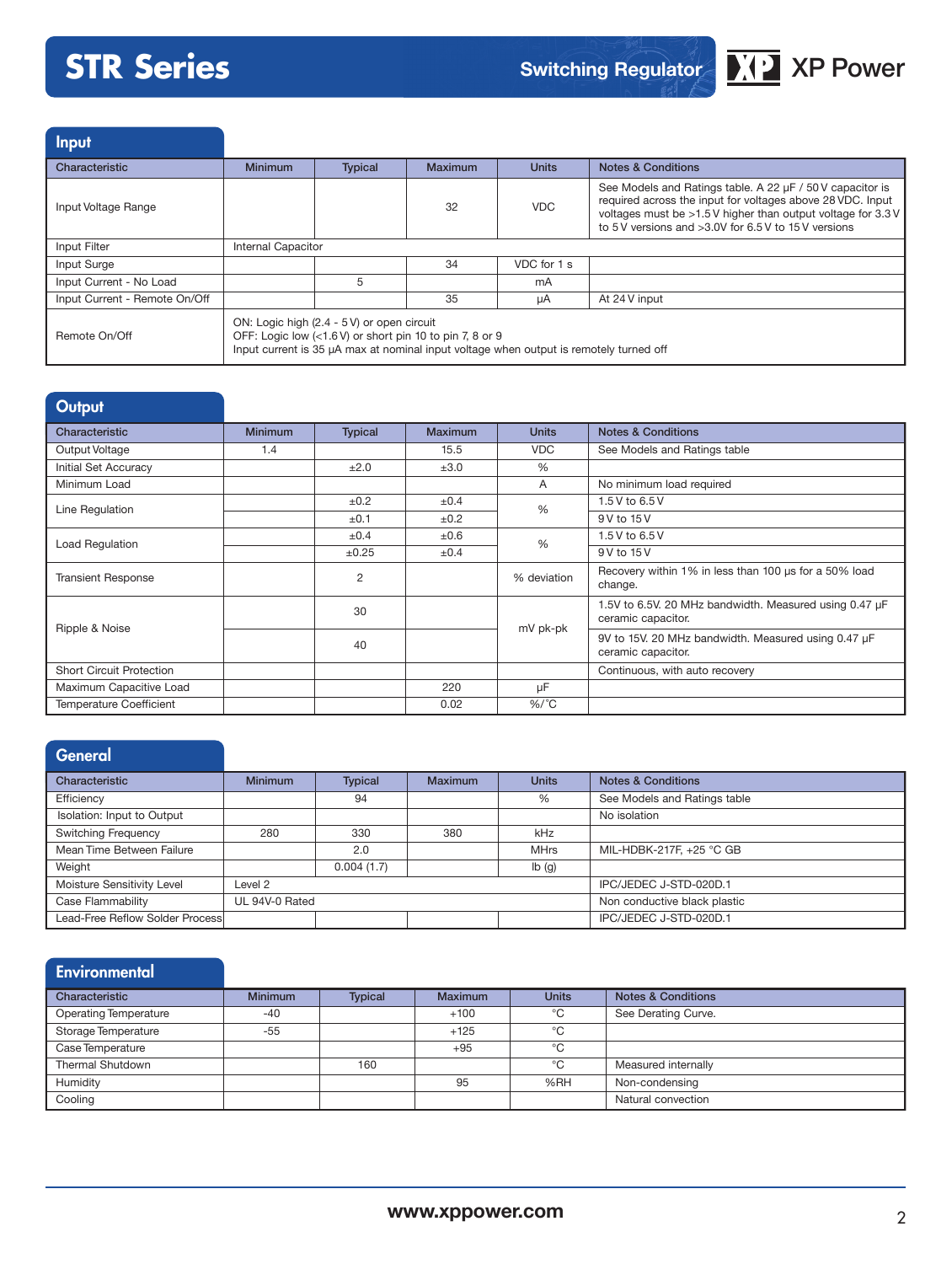## Input

| Characteristic | Minimum | Typical | Maximum | Units | Notes & Conditions |
|---|---|---|---|---|---|
| Input Voltage Range | | | 32 | VDC | See Models and Ratings table. A 22 µF / 50 V capacitor is required across the input for voltages above 28 VDC. Input voltages must be >1.5 V higher than output voltage for 3.3 V to 5 V versions and >3.0V for 6.5 V to 15 V versions |
| Input Filter | Internal Capacitor | | | | |
| Input Surge | | | 34 | VDC for 1 s | |
| Input Current - No Load | | 5 | | mA | |
| Input Current - Remote On/Off | | | 35 | µA | At 24 V input |
| Remote On/Off | ON: Logic high (2.4 - 5 V) or open circuit<br>OFF: Logic low (<1.6 V) or short pin 10 to pin 7, 8 or 9<br>Input current is 35 µA max at nominal input voltage when output is remotely turned off | | | | |

## Output

| Characteristic | Minimum | Typical | Maximum | Units | Notes & Conditions |
|---|---|---|---|---|---|
| Output Voltage | 1.4 | | 15.5 | VDC | See Models and Ratings table |
| Initial Set Accuracy | | ±2.0 | ±3.0 | % | |
| Minimum Load | | | | A | No minimum load required |
| Line Regulation | | ±0.2 | ±0.4 | % | 1.5 V to 6.5 V |
| | | ±0.1 | ±0.2 | | 9 V to 15 V |
| Load Regulation | | ±0.4 | ±0.6 | % | 1.5 V to 6.5 V |
| | | ±0.25 | ±0.4 | | 9 V to 15 V |
| Transient Response | | 2 | | % deviation | Recovery within 1% in less than 100 µs for a 50% load change. |
| Ripple & Noise | | 30 | | mV pk-pk | 1.5V to 6.5V. 20 MHz bandwidth. Measured using 0.47 µF ceramic capacitor. |
| | | 40 | | | 9V to 15V. 20 MHz bandwidth. Measured using 0.47 µF ceramic capacitor. |
| Short Circuit Protection | | | | | Continuous, with auto recovery |
| Maximum Capacitive Load | | | 220 | µF | |
| Temperature Coefficient | | | 0.02 | %/°C | |

## General

| Characteristic | Minimum | Typical | Maximum | Units | Notes & Conditions |
|---|---|---|---|---|---|
| Efficiency | | 94 | | % | See Models and Ratings table |
| Isolation: Input to Output | | | | | No isolation |
| Switching Frequency | 280 | 330 | 380 | kHz | |
| Mean Time Between Failure | | 2.0 | | MHrs | MIL-HDBK-217F, +25 °C GB |
| Weight | | 0.004 (1.7) | | lb (g) | |
| Moisture Sensitivity Level | Level 2 | | | | IPC/JEDEC J-STD-020D.1 |
| Case Flammability | UL 94V-0 Rated | | | | Non conductive black plastic |
| Lead-Free Reflow Solder Process | | | | | IPC/JEDEC J-STD-020D.1 |

## Environmental

| Characteristic | Minimum | Typical | Maximum | Units | Notes & Conditions |
|---|---|---|---|---|---|
| Operating Temperature | -40 | | +100 | °C | See Derating Curve. |
| Storage Temperature | -55 | | +125 | °C | |
| Case Temperature | | | +95 | °C | |
| Thermal Shutdown | | 160 | | °C | Measured internally |
| Humidity | | | 95 | %RH | Non-condensing |
| Cooling | | | | | Natural convection |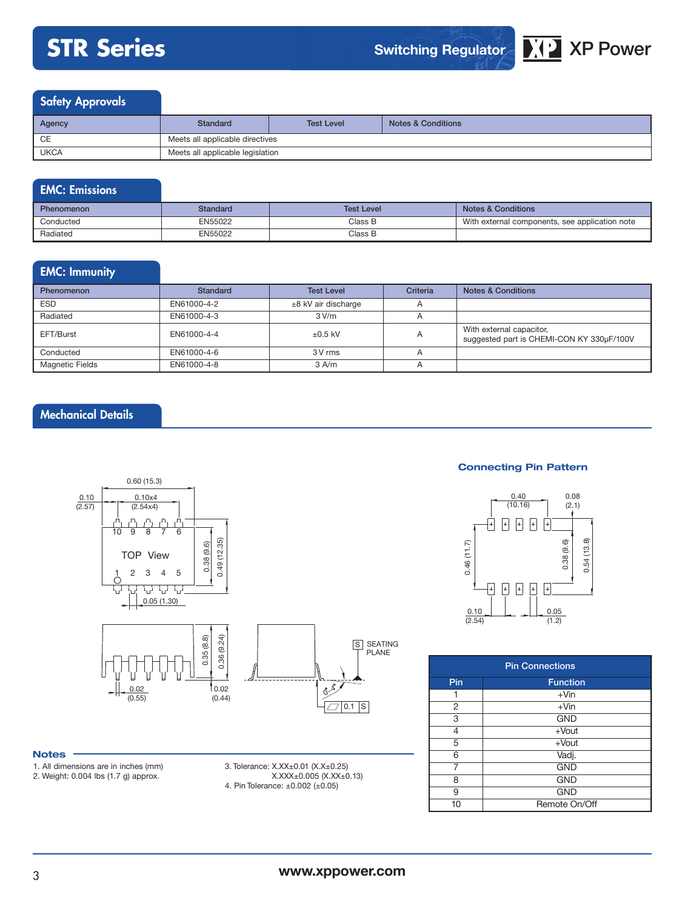## Safety Approvals

| Agency | Standard | Test Level | Notes & Conditions |
|---|---|---|---|
| CE | Meets all applicable directives | | |
| UKCA | Meets all applicable legislation | | |

## EMC: Emissions

| Phenomenon | Standard | Test Level | Notes & Conditions |
|---|---|---|---|
| Conducted | EN55022 | Class B | With external components, see application note |
| Radiated | EN55022 | Class B | |

## EMC: Immunity

| Phenomenon | Standard | Test Level | Criteria | Notes & Conditions |
|---|---|---|---|---|
| ESD | EN61000-4-2 | ±8 kV air discharge | A | |
| Radiated | EN61000-4-3 | 3 V/m | A | |
| EFT/Burst | EN61000-4-4 | ±0.5 kV | A | With external capacitor, suggested part is CHEMI-CON KY 330µF/100V |
| Conducted | EN61000-4-6 | 3 V rms | A | |
| Magnetic Fields | EN61000-4-8 | 3 A/m | A | |

## Mechanical Details

### Connecting Pin Pattern

| Pin Connections | |
|---|---|
| **Pin** | **Function** |
| 1 | +Vin |
| 2 | +Vin |
| 3 | GND |
| 4 | +Vout |
| 5 | +Vout |
| 6 | Vadj. |
| 7 | GND |
| 8 | GND |
| 9 | GND |
| 10 | Remote On/Off |

### Notes

1. All dimensions are in inches (mm)
2. Weight: 0.004 lbs (1.7 g) approx.
3. Tolerance: X.XX±0.01 (X.X±0.25)
   X.XXX±0.005 (X.XX±0.13)
4. Pin Tolerance: ±0.002 (±0.05)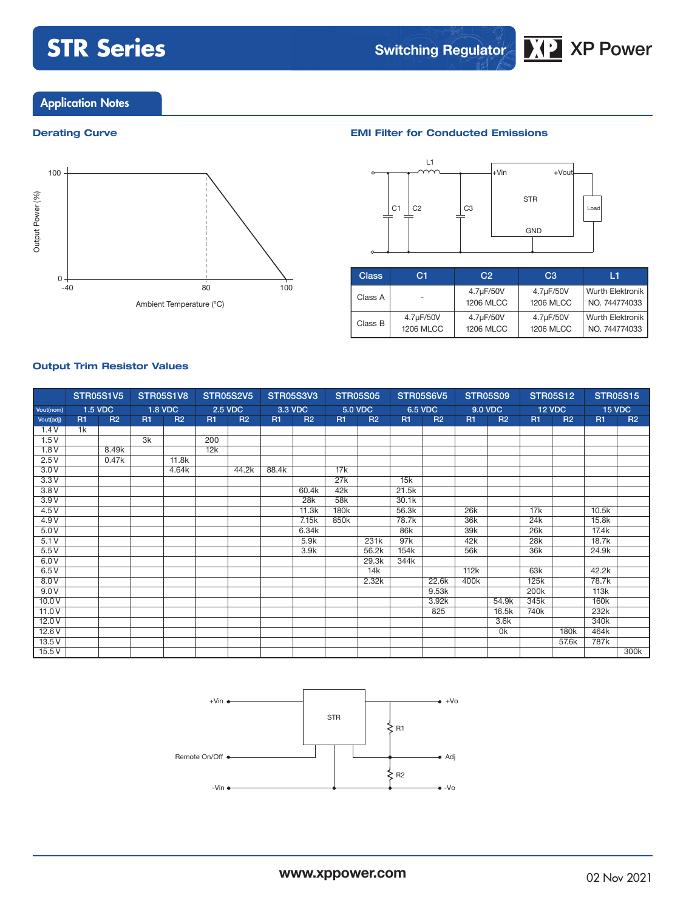# STR Series

Switching Regulator

## Application Notes

### Derating Curve

100
0
-40
80
100
Output Power (%)
Ambient Temperature (°C)

### EMI Filter for Conducted Emissions

L1
C1
C2
C3
+Vin
+Vout
STR
GND
Load

| Class | C1 | C2 | C3 | L1 |
|---|---|---|---|---|
| Class A | - | 4.7µF/50V 1206 MLCC | 4.7µF/50V 1206 MLCC | Wurth Elektronik NO. 744774033 |
| Class B | 4.7µF/50V 1206 MLCC | 4.7µF/50V 1206 MLCC | 4.7µF/50V 1206 MLCC | Wurth Elektronik NO. 744774033 |

### Output Trim Resistor Values

| | STR05S1V5 | | STR05S1V8 | | STR05S2V5 | | STR05S3V3 | | STR05S05 | | STR05S6V5 | | STR05S09 | | STR05S12 | | STR05S15 | |
|---|---|---|---|---|---|---|---|---|---|---|---|---|---|---|---|---|---|---|
| Vout(nom) | 1.5 VDC | | 1.8 VDC | | 2.5 VDC | | 3.3 VDC | | 5.0 VDC | | 6.5 VDC | | 9.0 VDC | | 12 VDC | | 15 VDC | |
| Vout(adj) | R1 | R2 | R1 | R2 | R1 | R2 | R1 | R2 | R1 | R2 | R1 | R2 | R1 | R2 | R1 | R2 | R1 | R2 |
| 1.4 V | 1k | | | | | | | | | | | | | | | | | |
| 1.5 V | | | 3k | | 200 | | | | | | | | | | | | | |
| 1.8 V | | 8.49k | | | 12k | | | | | | | | | | | | | |
| 2.5 V | | 0.47k | | 11.8k | | | | | | | | | | | | | | |
| 3.0 V | | | | 4.64k | | 44.2k | 88.4k | | 17k | | | | | | | | | |
| 3.3 V | | | | | | | | | 27k | | 15k | | | | | | | |
| 3.8 V | | | | | | | | 60.4k | 42k | | 21.5k | | | | | | | |
| 3.9 V | | | | | | | | 28k | 58k | | 30.1k | | | | | | | |
| 4.5 V | | | | | | | | 11.3k | 180k | | 56.3k | | 26k | | 17k | | 10.5k | |
| 4.9 V | | | | | | | | 7.15k | 850k | | 78.7k | | 36k | | 24k | | 15.8k | |
| 5.0 V | | | | | | | | 6.34k | | | 86k | | 39k | | 26k | | 17.4k | |
| 5.1 V | | | | | | | | 5.9k | | 231k | 97k | | 42k | | 28k | | 18.7k | |
| 5.5 V | | | | | | | | 3.9k | | 56.2k | 154k | | 56k | | 36k | | 24.9k | |
| 6.0 V | | | | | | | | | | 29.3k | 344k | | | | | | | |
| 6.5 V | | | | | | | | | | 14k | | | 112k | | 63k | | 42.2k | |
| 8.0 V | | | | | | | | | | 2.32k | | 22.6k | 400k | | 125k | | 78.7k | |
| 9.0 V | | | | | | | | | | | | 9.53k | | | 200k | | 113k | |
| 10.0 V | | | | | | | | | | | | 3.92k | | 54.9k | 345k | | 160k | |
| 11.0 V | | | | | | | | | | | | 825 | | 16.5k | 740k | | 232k | |
| 12.0 V | | | | | | | | | | | | | | 3.6k | | | 340k | |
| 12.6 V | | | | | | | | | | | | | | 0k | | 180k | 464k | |
| 13.5 V | | | | | | | | | | | | | | | | 57.6k | 787k | |
| 15.5 V | | | | | | | | | | | | | | | | | | 300k |

+Vin
Remote On/Off
-Vin
STR
+Vo
R1
Adj
R2
-Vo

www.xppower.com

02 Nov 2021